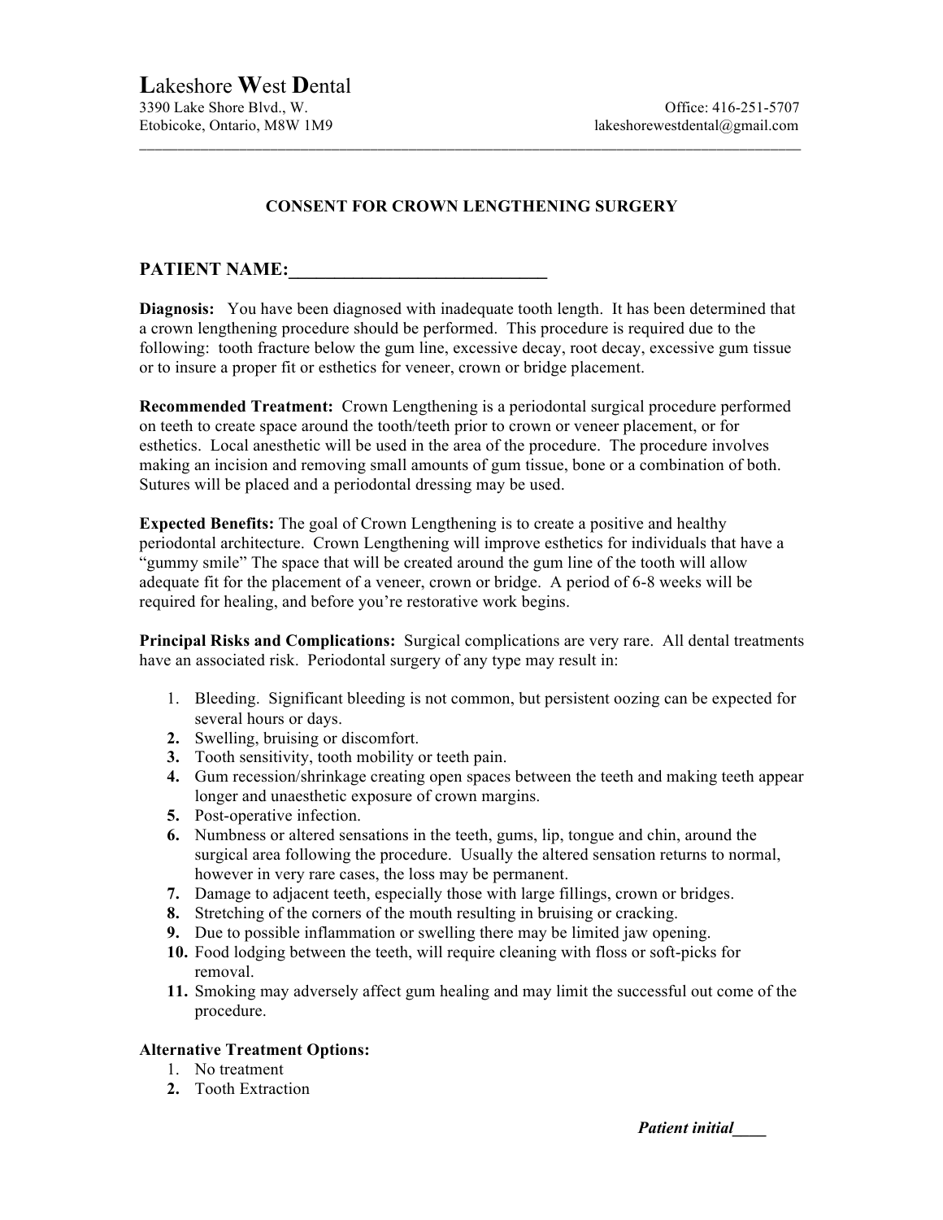# Lakeshore West Dental

3390 Lake Shore Blvd., W.
Etobicoke, Ontario, M8W 1M9

Office: 416-251-5707
lakeshorewestdental@gmail.com

---

## CONSENT FOR CROWN LENGTHENING SURGERY

**PATIENT NAME:\_\_\_\_\_\_\_\_\_\_\_\_\_\_\_\_\_\_\_\_\_\_\_\_\_\_\_\_\_**

**Diagnosis:** You have been diagnosed with inadequate tooth length. It has been determined that a crown lengthening procedure should be performed. This procedure is required due to the following: tooth fracture below the gum line, excessive decay, root decay, excessive gum tissue or to insure a proper fit or esthetics for veneer, crown or bridge placement.

**Recommended Treatment:** Crown Lengthening is a periodontal surgical procedure performed on teeth to create space around the tooth/teeth prior to crown or veneer placement, or for esthetics. Local anesthetic will be used in the area of the procedure. The procedure involves making an incision and removing small amounts of gum tissue, bone or a combination of both. Sutures will be placed and a periodontal dressing may be used.

**Expected Benefits:** The goal of Crown Lengthening is to create a positive and healthy periodontal architecture. Crown Lengthening will improve esthetics for individuals that have a "gummy smile" The space that will be created around the gum line of the tooth will allow adequate fit for the placement of a veneer, crown or bridge. A period of 6-8 weeks will be required for healing, and before you're restorative work begins.

**Principal Risks and Complications:** Surgical complications are very rare. All dental treatments have an associated risk. Periodontal surgery of any type may result in:

1. Bleeding. Significant bleeding is not common, but persistent oozing can be expected for several hours or days.
2. Swelling, bruising or discomfort.
3. Tooth sensitivity, tooth mobility or teeth pain.
4. Gum recession/shrinkage creating open spaces between the teeth and making teeth appear longer and unaesthetic exposure of crown margins.
5. Post-operative infection.
6. Numbness or altered sensations in the teeth, gums, lip, tongue and chin, around the surgical area following the procedure. Usually the altered sensation returns to normal, however in very rare cases, the loss may be permanent.
7. Damage to adjacent teeth, especially those with large fillings, crown or bridges.
8. Stretching of the corners of the mouth resulting in bruising or cracking.
9. Due to possible inflammation or swelling there may be limited jaw opening.
10. Food lodging between the teeth, will require cleaning with floss or soft-picks for removal.
11. Smoking may adversely affect gum healing and may limit the successful out come of the procedure.

**Alternative Treatment Options:**

1. No treatment
2. Tooth Extraction

***Patient initial\_\_\_\_***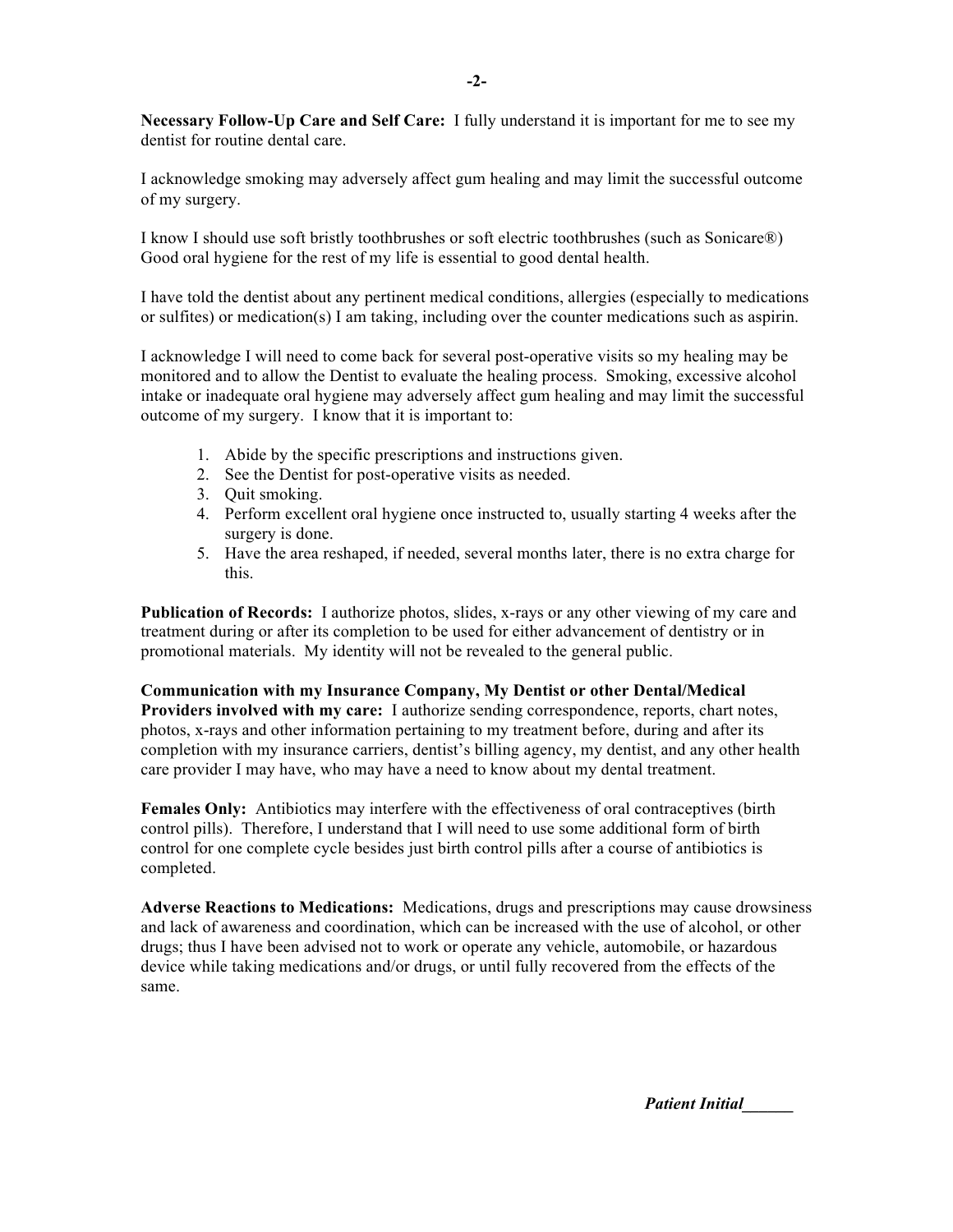**Necessary Follow-Up Care and Self Care:** I fully understand it is important for me to see my dentist for routine dental care.

I acknowledge smoking may adversely affect gum healing and may limit the successful outcome of my surgery.

I know I should use soft bristly toothbrushes or soft electric toothbrushes (such as Sonicare®) Good oral hygiene for the rest of my life is essential to good dental health.

I have told the dentist about any pertinent medical conditions, allergies (especially to medications or sulfites) or medication(s) I am taking, including over the counter medications such as aspirin.

I acknowledge I will need to come back for several post-operative visits so my healing may be monitored and to allow the Dentist to evaluate the healing process. Smoking, excessive alcohol intake or inadequate oral hygiene may adversely affect gum healing and may limit the successful outcome of my surgery. I know that it is important to:

1. Abide by the specific prescriptions and instructions given.
2. See the Dentist for post-operative visits as needed.
3. Quit smoking.
4. Perform excellent oral hygiene once instructed to, usually starting 4 weeks after the surgery is done.
5. Have the area reshaped, if needed, several months later, there is no extra charge for this.

**Publication of Records:** I authorize photos, slides, x-rays or any other viewing of my care and treatment during or after its completion to be used for either advancement of dentistry or in promotional materials. My identity will not be revealed to the general public.

**Communication with my Insurance Company, My Dentist or other Dental/Medical Providers involved with my care:** I authorize sending correspondence, reports, chart notes, photos, x-rays and other information pertaining to my treatment before, during and after its completion with my insurance carriers, dentist's billing agency, my dentist, and any other health care provider I may have, who may have a need to know about my dental treatment.

**Females Only:** Antibiotics may interfere with the effectiveness of oral contraceptives (birth control pills). Therefore, I understand that I will need to use some additional form of birth control for one complete cycle besides just birth control pills after a course of antibiotics is completed.

**Adverse Reactions to Medications:** Medications, drugs and prescriptions may cause drowsiness and lack of awareness and coordination, which can be increased with the use of alcohol, or other drugs; thus I have been advised not to work or operate any vehicle, automobile, or hazardous device while taking medications and/or drugs, or until fully recovered from the effects of the same.

***Patient Initial______***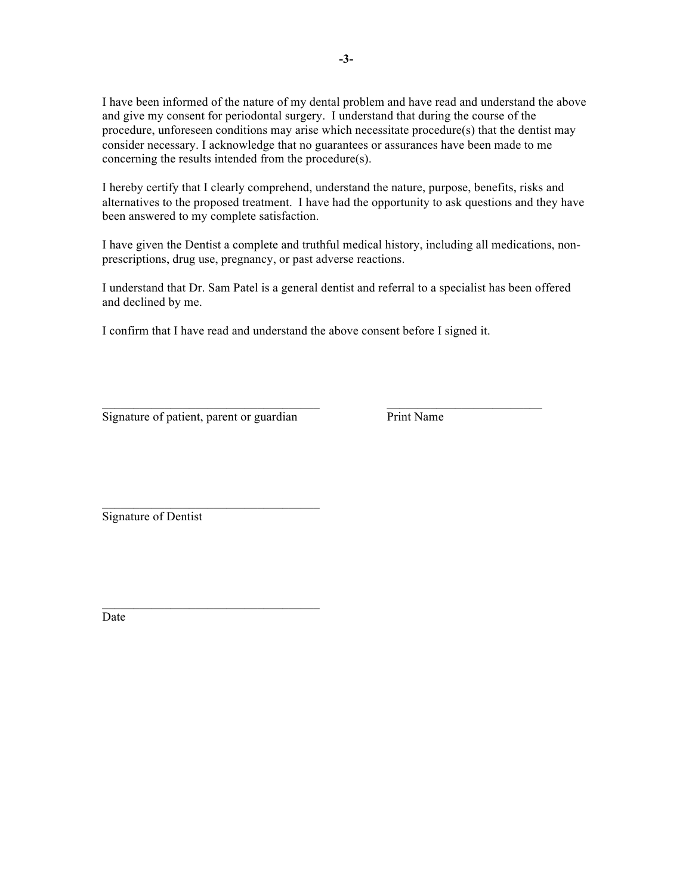I have been informed of the nature of my dental problem and have read and understand the above and give my consent for periodontal surgery. I understand that during the course of the procedure, unforeseen conditions may arise which necessitate procedure(s) that the dentist may consider necessary. I acknowledge that no guarantees or assurances have been made to me concerning the results intended from the procedure(s).

I hereby certify that I clearly comprehend, understand the nature, purpose, benefits, risks and alternatives to the proposed treatment. I have had the opportunity to ask questions and they have been answered to my complete satisfaction.

I have given the Dentist a complete and truthful medical history, including all medications, non-prescriptions, drug use, pregnancy, or past adverse reactions.

I understand that Dr. Sam Patel is a general dentist and referral to a specialist has been offered and declined by me.

I confirm that I have read and understand the above consent before I signed it.

\_\_\_\_\_\_\_\_\_\_\_\_\_\_\_\_\_\_\_\_\_\_\_\_\_\_\_\_\_\_\_\_\_\_\_\_ \_\_\_\_\_\_\_\_\_\_\_\_\_\_\_\_\_\_\_\_\_\_\_\_\_\_

Signature of patient, parent or guardian Print Name

\_\_\_\_\_\_\_\_\_\_\_\_\_\_\_\_\_\_\_\_\_\_\_\_\_\_\_\_\_\_\_\_\_\_\_\_

Signature of Dentist

\_\_\_\_\_\_\_\_\_\_\_\_\_\_\_\_\_\_\_\_\_\_\_\_\_\_\_\_\_\_\_\_\_\_\_\_

Date